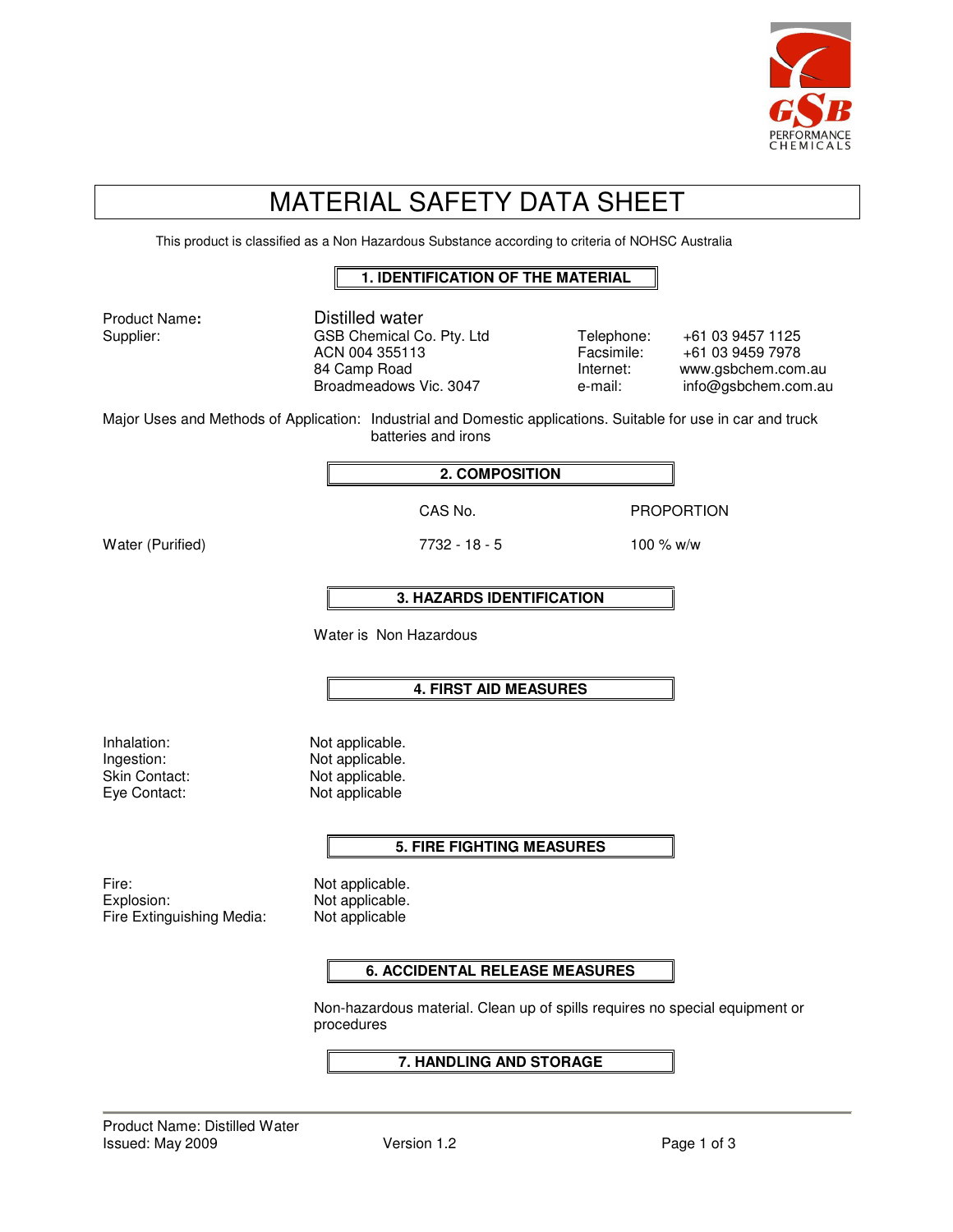# MATERIAL SAFETY DATA SHEET

This product is classified as a Non Hazardous Substance according to criteria of NOHSC Australia

## 1. IDENTIFICATION OF THE MATERIAL

**Product Name:** Distilled water

**Supplier:**
GSB Chemical Co. Pty. Ltd
ACN 004 355113
84 Camp Road
Broadmeadows Vic. 3047

Telephone: +61 03 9457 1125
Facsimile: +61 03 9459 7978
Internet: www.gsbchem.com.au
e-mail: info@gsbchem.com.au

Major Uses and Methods of Application: Industrial and Domestic applications. Suitable for use in car and truck batteries and irons

## 2. COMPOSITION

| | CAS No. | PROPORTION |
|---|---|---|
| Water (Purified) | 7732 - 18 - 5 | 100 % w/w |

## 3. HAZARDS IDENTIFICATION

Water is Non Hazardous

## 4. FIRST AID MEASURES

Inhalation: Not applicable.
Ingestion: Not applicable.
Skin Contact: Not applicable.
Eye Contact: Not applicable

## 5. FIRE FIGHTING MEASURES

Fire: Not applicable.
Explosion: Not applicable.
Fire Extinguishing Media: Not applicable

## 6. ACCIDENTAL RELEASE MEASURES

Non-hazardous material. Clean up of spills requires no special equipment or procedures

## 7. HANDLING AND STORAGE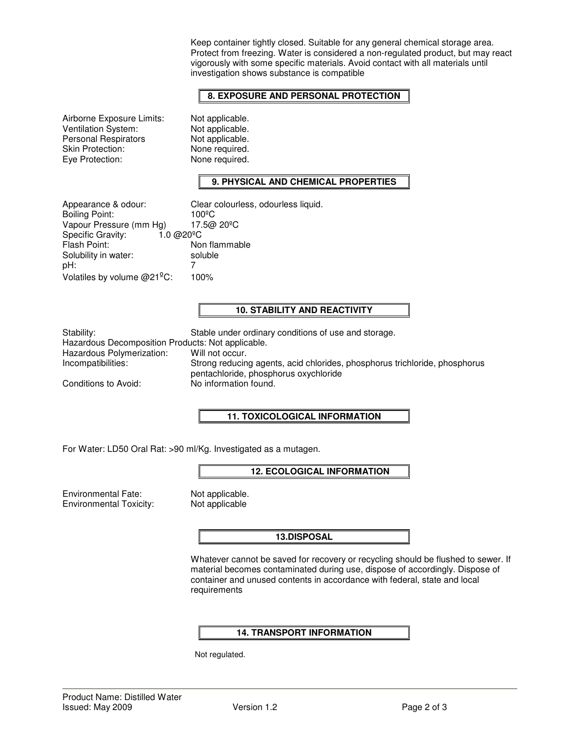Keep container tightly closed. Suitable for any general chemical storage area. Protect from freezing. Water is considered a non-regulated product, but may react vigorously with some specific materials. Avoid contact with all materials until investigation shows substance is compatible

## 8. EXPOSURE AND PERSONAL PROTECTION

| | |
|---|---|
| Airborne Exposure Limits: | Not applicable. |
| Ventilation System: | Not applicable. |
| Personal Respirators | Not applicable. |
| Skin Protection: | None required. |
| Eye Protection: | None required. |

## 9. PHYSICAL AND CHEMICAL PROPERTIES

| | |
|---|---|
| Appearance & odour: | Clear colourless, odourless liquid. |
| Boiling Point: | 100ºC |
| Vapour Pressure (mm Hg) | 17.5@ 20ºC |
| Specific Gravity: | 1.0 @20ºC |
| Flash Point: | Non flammable |
| Solubility in water: | soluble |
| pH: | 7 |
| Volatiles by volume @21ºC: | 100% |

## 10. STABILITY AND REACTIVITY

| | |
|---|---|
| Stability: | Stable under ordinary conditions of use and storage. |
| Hazardous Decomposition Products: | Not applicable. |
| Hazardous Polymerization: | Will not occur. |
| Incompatibilities: | Strong reducing agents, acid chlorides, phosphorus trichloride, phosphorus pentachloride, phosphorus oxychloride |
| Conditions to Avoid: | No information found. |

## 11. TOXICOLOGICAL INFORMATION

For Water: LD50 Oral Rat: >90 ml/Kg. Investigated as a mutagen.

## 12. ECOLOGICAL INFORMATION

| | |
|---|---|
| Environmental Fate: | Not applicable. |
| Environmental Toxicity: | Not applicable |

## 13.DISPOSAL

Whatever cannot be saved for recovery or recycling should be flushed to sewer. If material becomes contaminated during use, dispose of accordingly. Dispose of container and unused contents in accordance with federal, state and local requirements

## 14. TRANSPORT INFORMATION

Not regulated.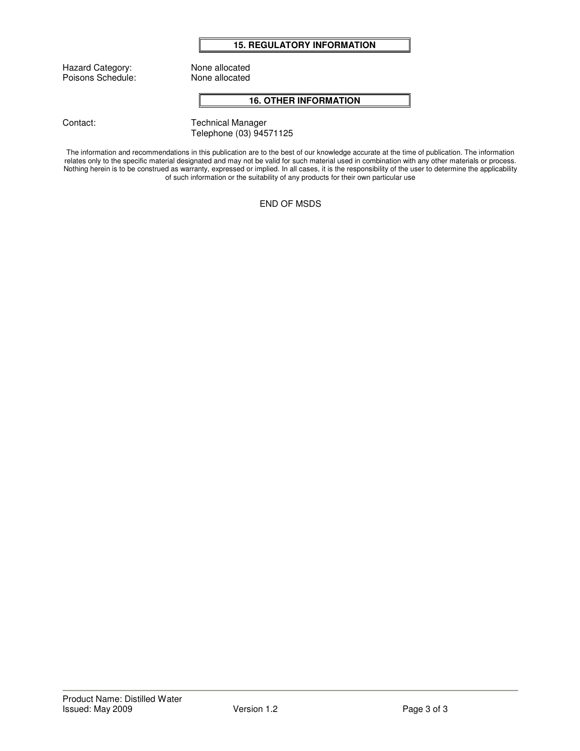## 15. REGULATORY INFORMATION

| | |
|---|---|
| Hazard Category: | None allocated |
| Poisons Schedule: | None allocated |

## 16. OTHER INFORMATION

| | |
|---|---|
| Contact: | Technical Manager<br>Telephone (03) 94571125 |

The information and recommendations in this publication are to the best of our knowledge accurate at the time of publication. The information relates only to the specific material designated and may not be valid for such material used in combination with any other materials or process. Nothing herein is to be construed as warranty, expressed or implied. In all cases, it is the responsibility of the user to determine the applicability of such information or the suitability of any products for their own particular use

END OF MSDS